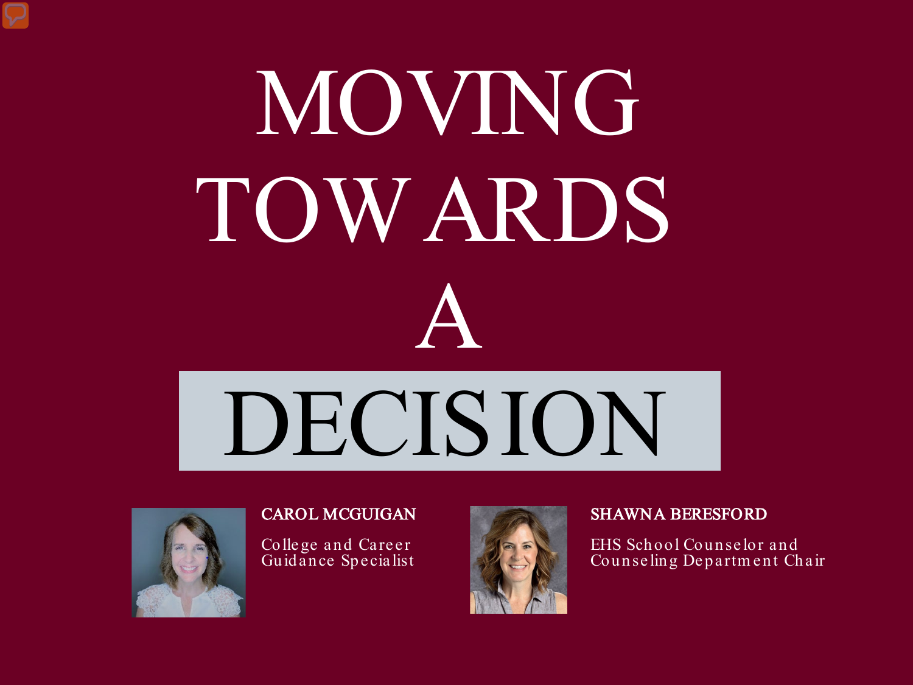# MOVING TOWARDS A DECISION

**CAROL MCGUIGAN**

College and Career Guidance Specialist

**SHAWNA BERESFORD**

EHS School Counselor and Counseling Department Chair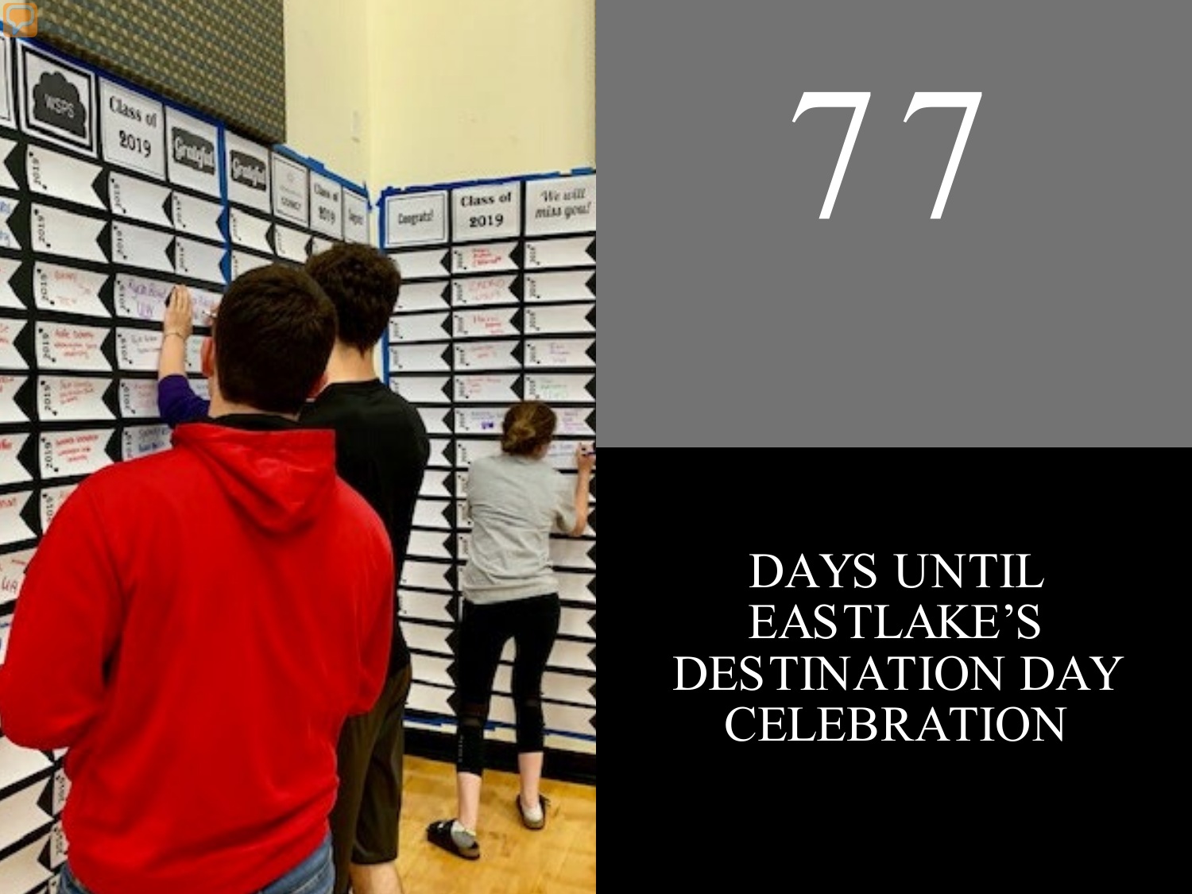# 77

DAYS UNTIL EASTLAKE'S DESTINATION DAY CELEBRATION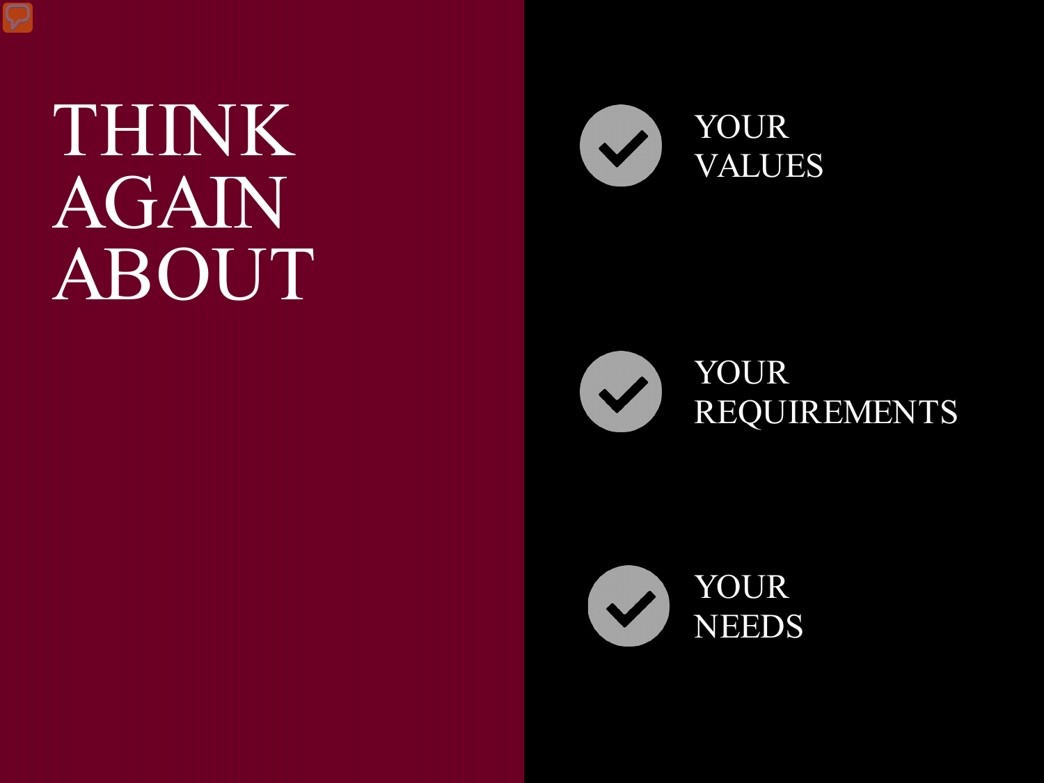# THINK AGAIN ABOUT

- YOUR VALUES
- YOUR REQUIREMENTS
- YOUR NEEDS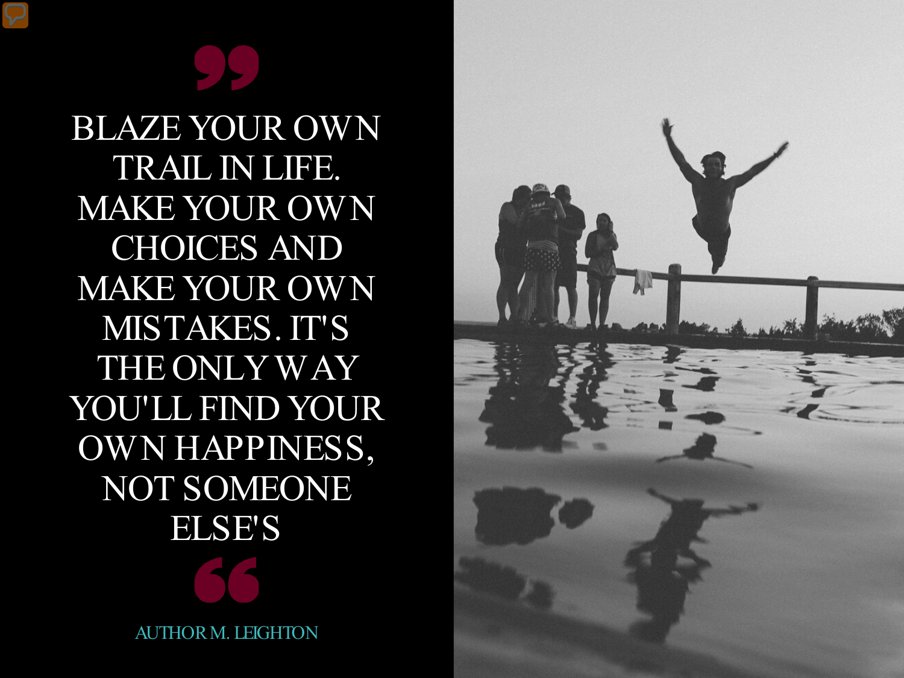BLAZE YOUR OWN TRAIL IN LIFE. MAKE YOUR OWN CHOICES AND MAKE YOUR OWN MISTAKES. IT'S THE ONLY WAY YOU'LL FIND YOUR OWN HAPPINESS, NOT SOMEONE ELSE'S

AUTHOR M. LEIGHTON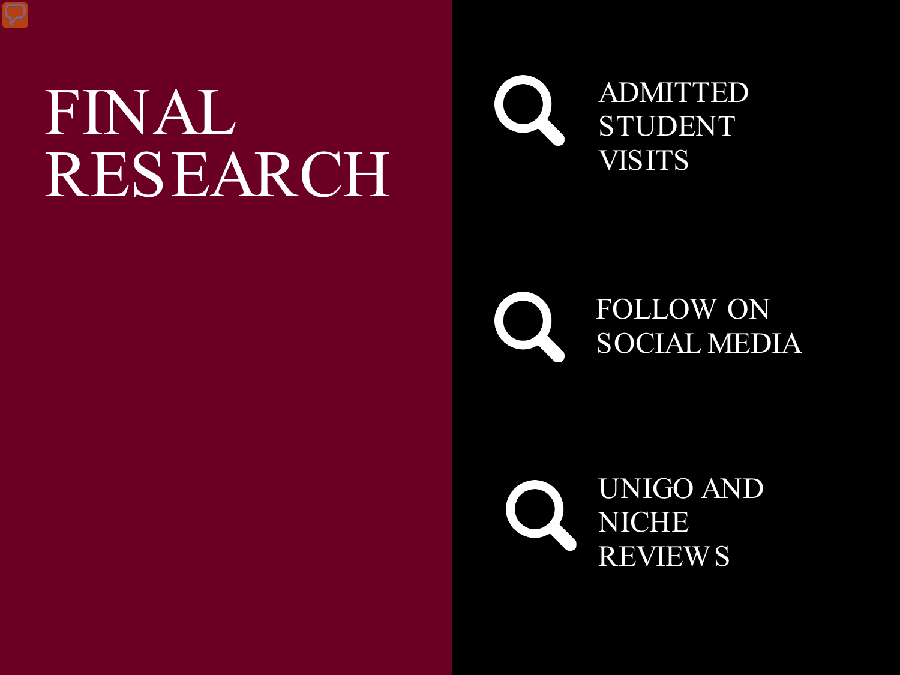# FINAL RESEARCH

- ADMITTED STUDENT VISITS
- FOLLOW ON SOCIAL MEDIA
- UNIGO AND NICHE REVIEWS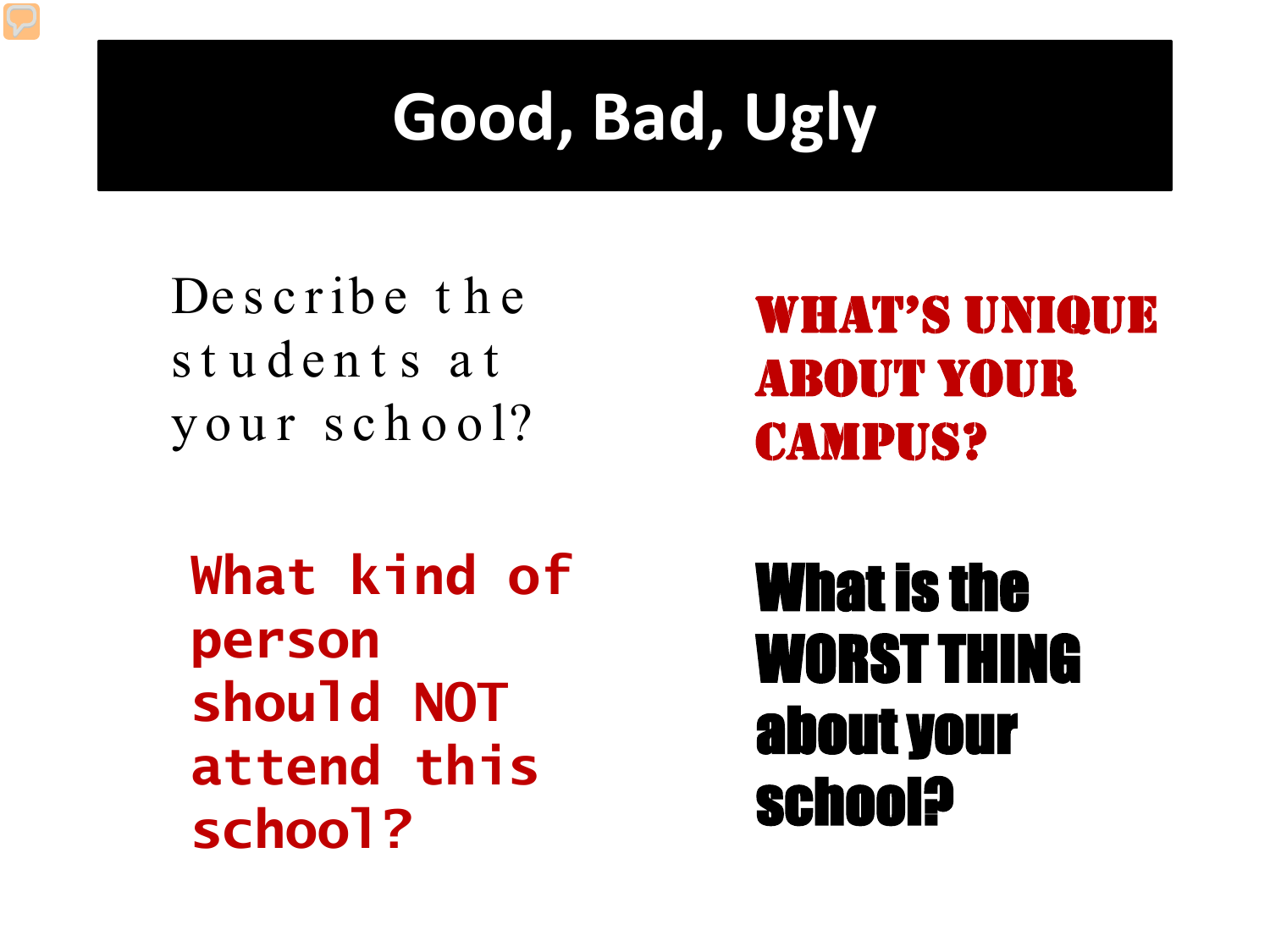# Good, Bad, Ugly

Describe the students at your school?

**WHAT'S UNIQUE ABOUT YOUR CAMPUS?**

**What kind of person should NOT attend this school?**

**What is the WORST THING about your school?**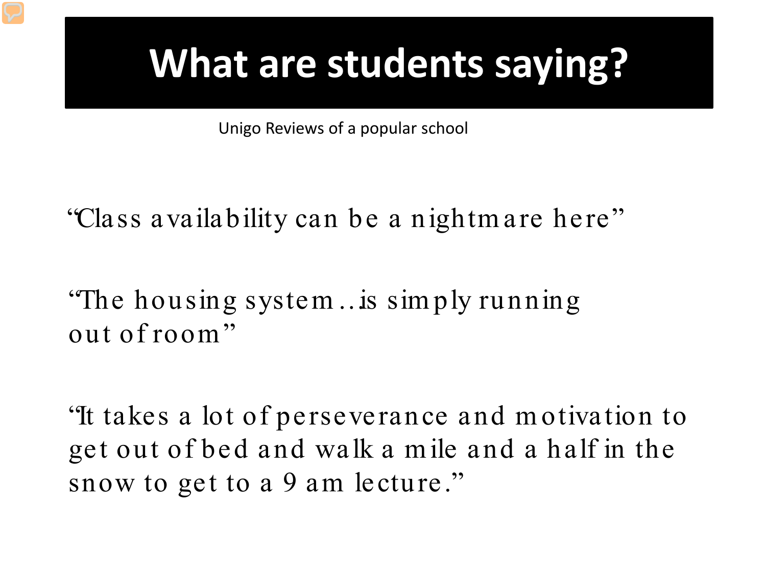# What are students saying?

Unigo Reviews of a popular school

"Class availability can be a nightmare here"

"The housing system…is simply running out of room"

"It takes a lot of perseverance and motivation to get out of bed and walk a mile and a half in the snow to get to a 9 am lecture."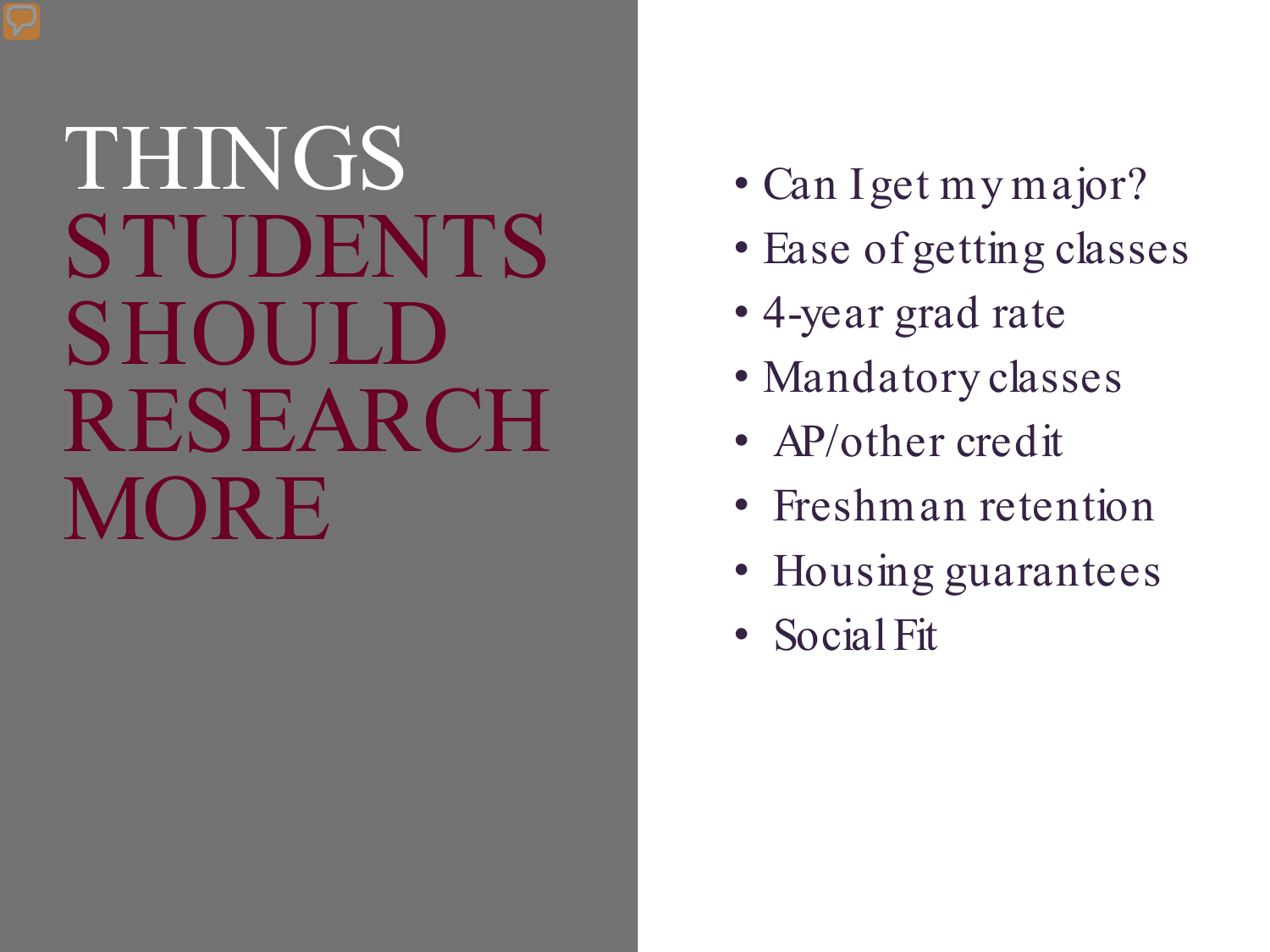# THINGS STUDENTS SHOULD RESEARCH MORE

- Can I get my major?
- Ease of getting classes
- 4-year grad rate
- Mandatory classes
- AP/other credit
- Freshman retention
- Housing guarantees
- Social Fit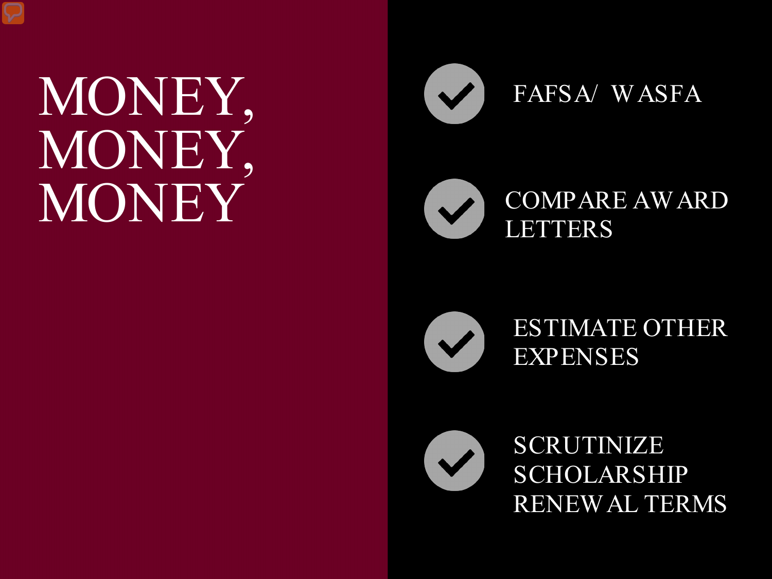# MONEY, MONEY, MONEY

- FAFSA/ WASFA
- COMPARE AWARD LETTERS
- ESTIMATE OTHER EXPENSES
- SCRUTINIZE SCHOLARSHIP RENEWAL TERMS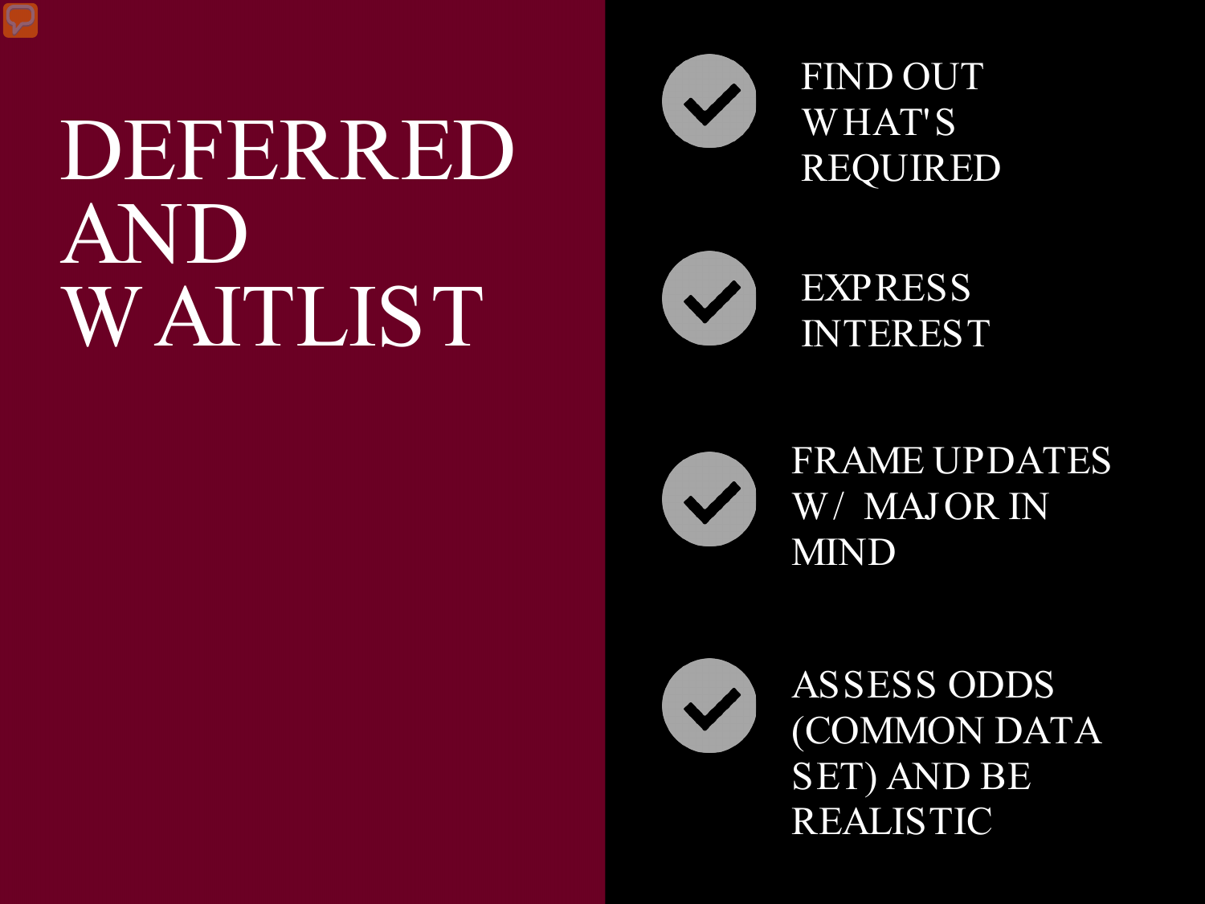# DEFERRED AND WAITLIST

- FIND OUT WHAT'S REQUIRED
- EXPRESS INTEREST
- FRAME UPDATES W/ MAJOR IN MIND
- ASSESS ODDS (COMMON DATA SET) AND BE REALISTIC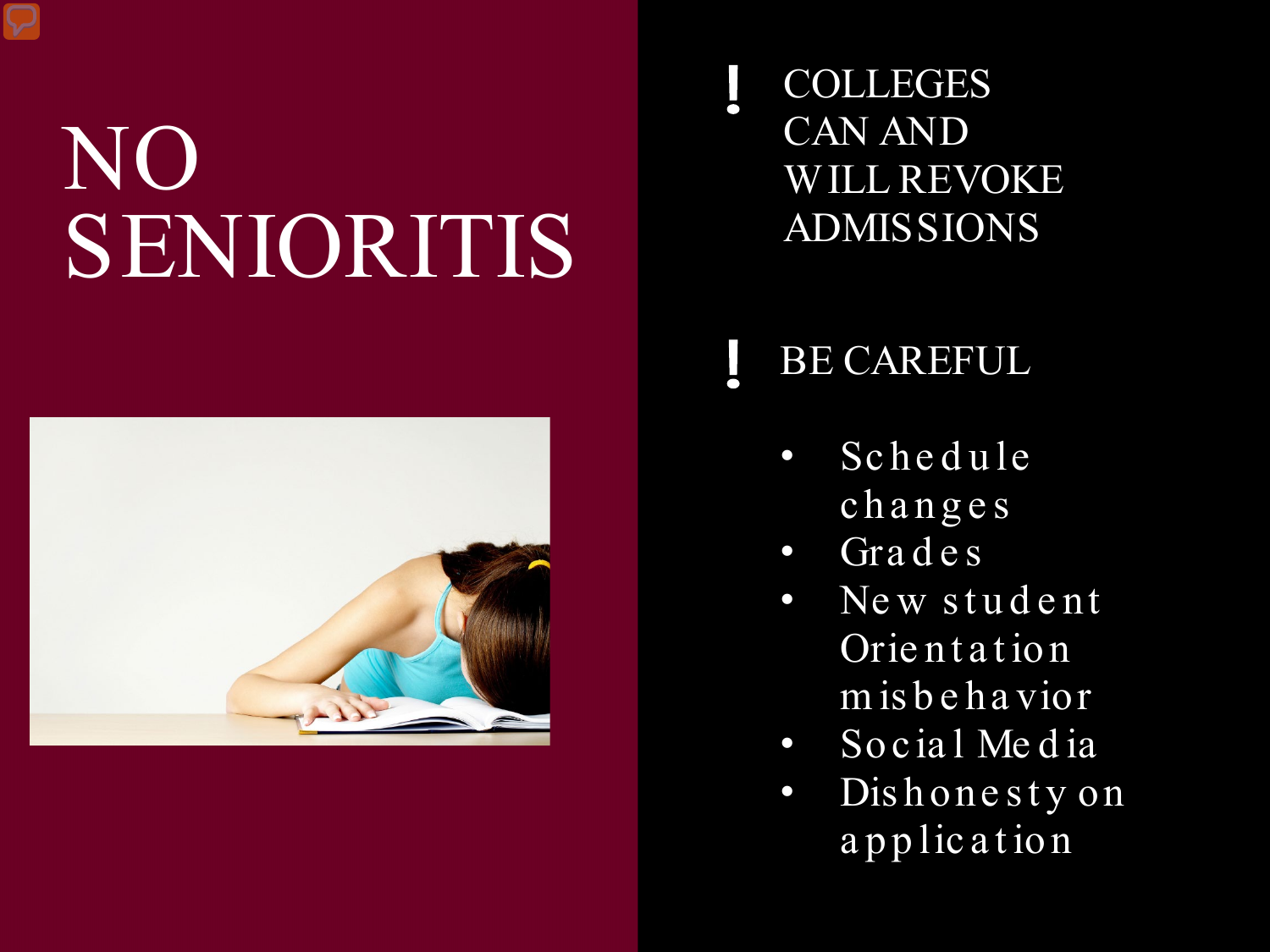# NO SENIORITIS

- COLLEGES CAN AND WILL REVOKE ADMISSIONS

- BE CAREFUL
  - Schedule changes
  - Grades
  - New student Orientation misbehavior
  - Social Media
  - Dishonesty on application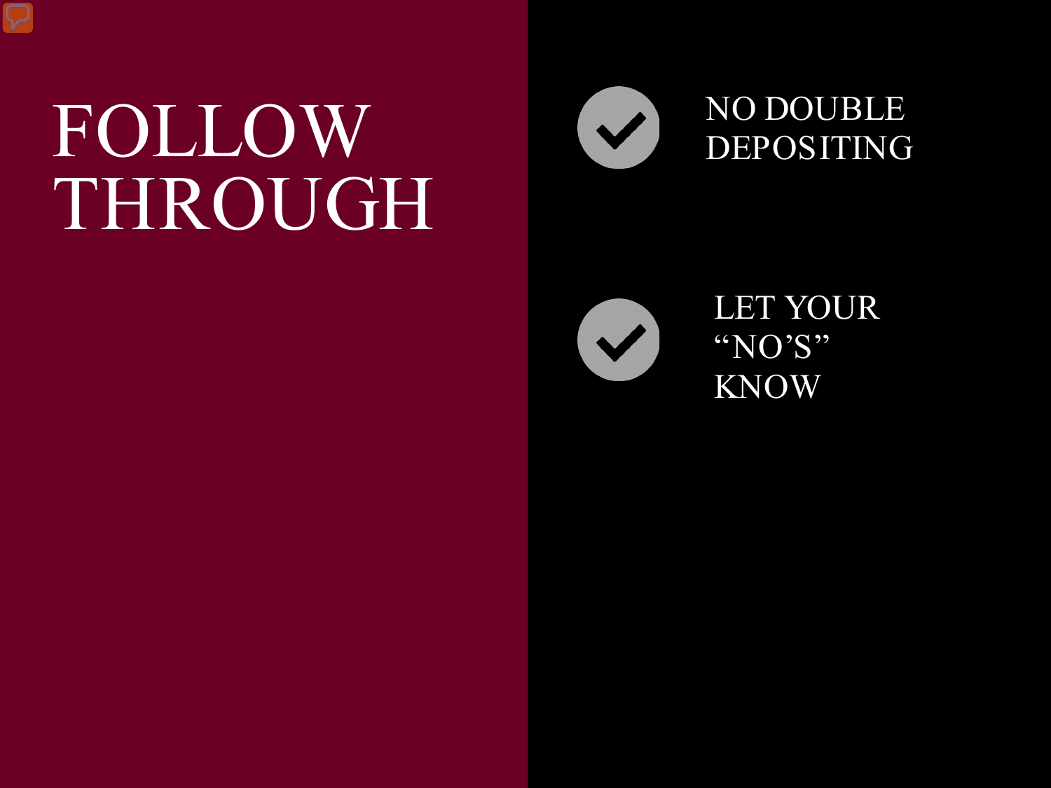# FOLLOW THROUGH

- NO DOUBLE DEPOSITING
- LET YOUR "NO'S" KNOW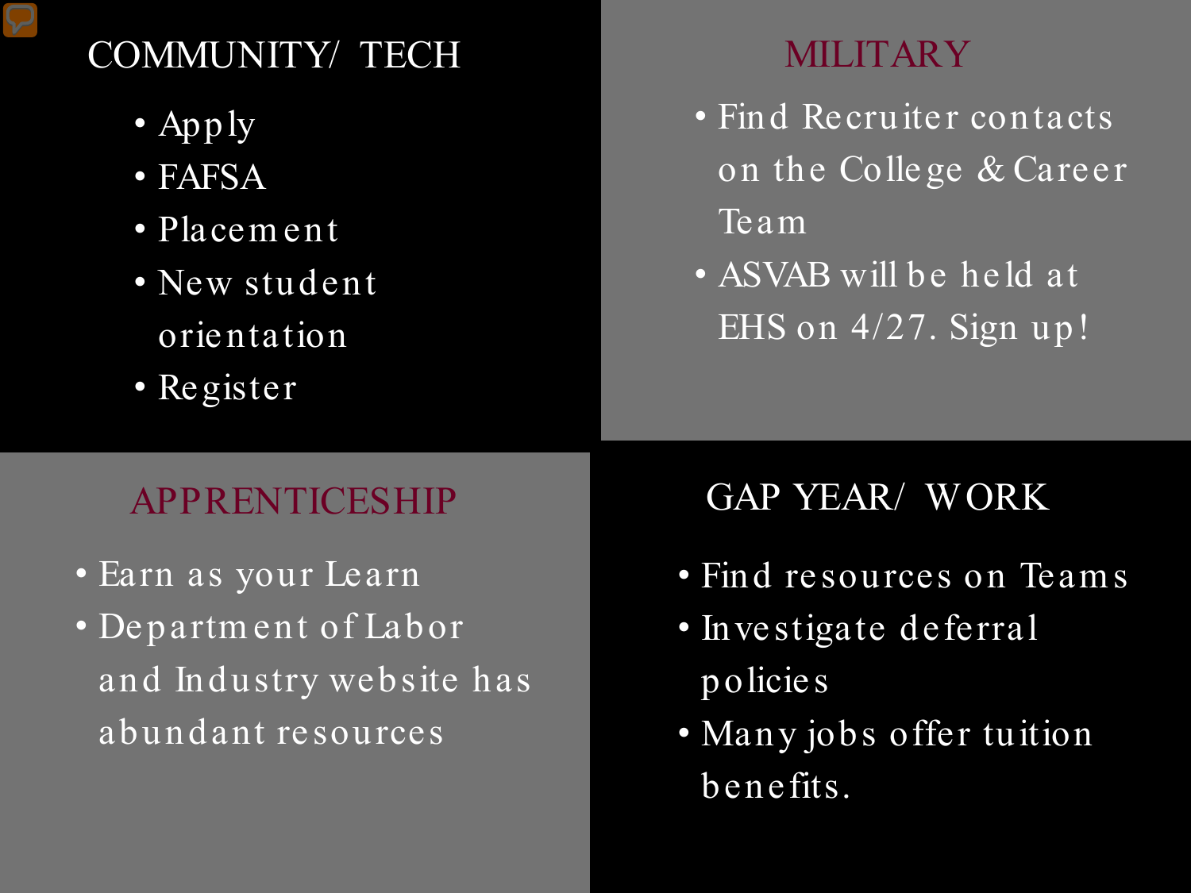## COMMUNITY/ TECH

- Apply
- FAFSA
- Placement
- New student orientation
- Register

## MILITARY

- Find Recruiter contacts on the College & Career Team
- ASVAB will be held at EHS on 4/27. Sign up!

## APPRENTICESHIP

- Earn as your Learn
- Department of Labor and Industry website has abundant resources

## GAP YEAR/ WORK

- Find resources on Teams
- Investigate deferral policies
- Many jobs offer tuition benefits.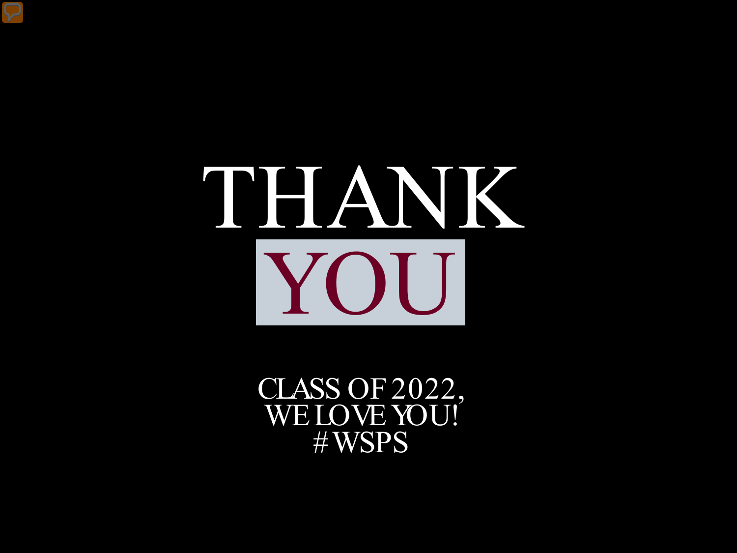# THANK YOU

CLASS OF 2022,
WE LOVE YOU!
#WSPS